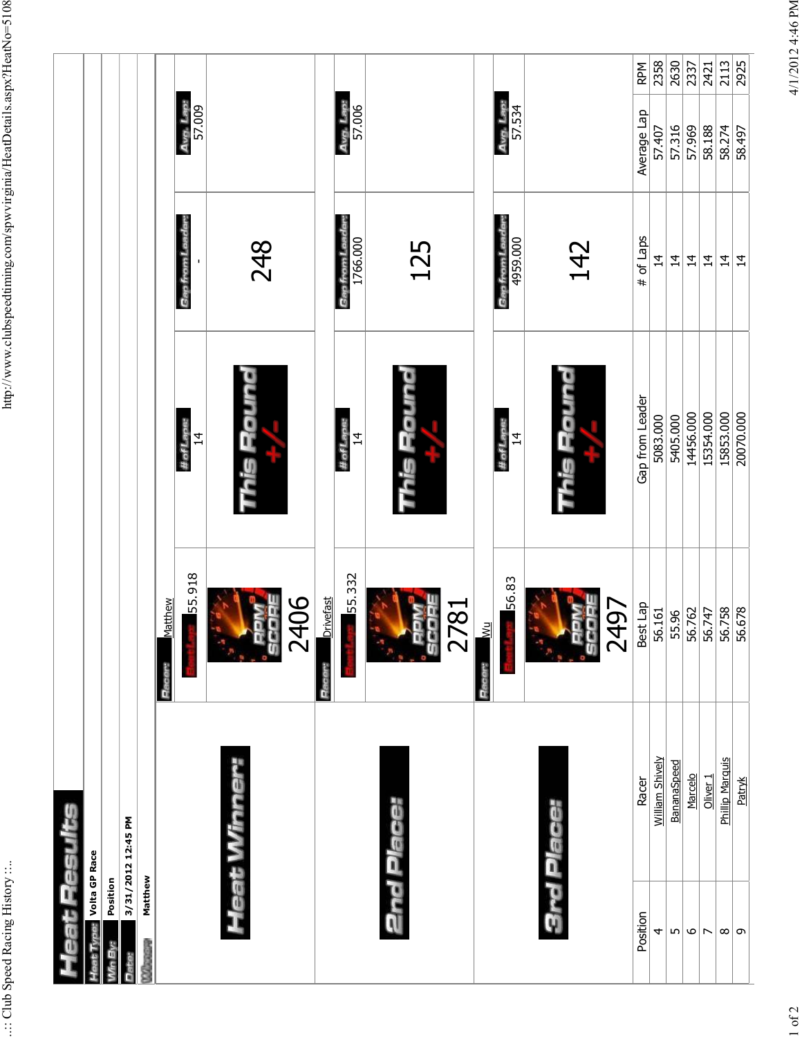# Heat Results

**Heat Type:** Volta GP Race

**Win By:** Position

**Date:** 3/31/2012 12:45 PM

**Winner:** Matthew

## Heat Winner:

**Racer:** Matthew

**Best Lap:** 55.918

**# of Laps:** 14

**Gap from Leader:** -

**Avg. Lap:** 57.009

RPM SCORE 2406

This Round +/- 248

## 2nd Place:

**Racer:** Drivefast

**Best Lap:** 55.332

**# of Laps:** 14

**Gap from Leader:** 1766.000

**Avg. Lap:** 57.006

RPM SCORE 2781

This Round +/- 125

## 3rd Place:

**Racer:** Wu

**Best Lap:** 56.83

**# of Laps:** 14

**Gap from Leader:** 4959.000

**Avg. Lap:** 57.534

RPM SCORE 2497

This Round +/- 142

| Position | Racer | Best Lap | Gap from Leader | # of Laps | Average Lap | RPM |
|---|---|---|---|---|---|---|
| 4 | William Shively | 56.161 | 5083.000 | 14 | 57.407 | 2358 |
| 5 | BananaSpeed | 55.96 | 5405.000 | 14 | 57.316 | 2630 |
| 6 | Marcelo | 56.762 | 14456.000 | 14 | 57.969 | 2337 |
| 7 | Oliver 1 | 56.747 | 15354.000 | 14 | 58.188 | 2421 |
| 8 | Phillip Marquis | 56.758 | 15853.000 | 14 | 58.274 | 2113 |
| 9 | Patryk | 56.678 | 20070.000 | 14 | 58.497 | 2925 |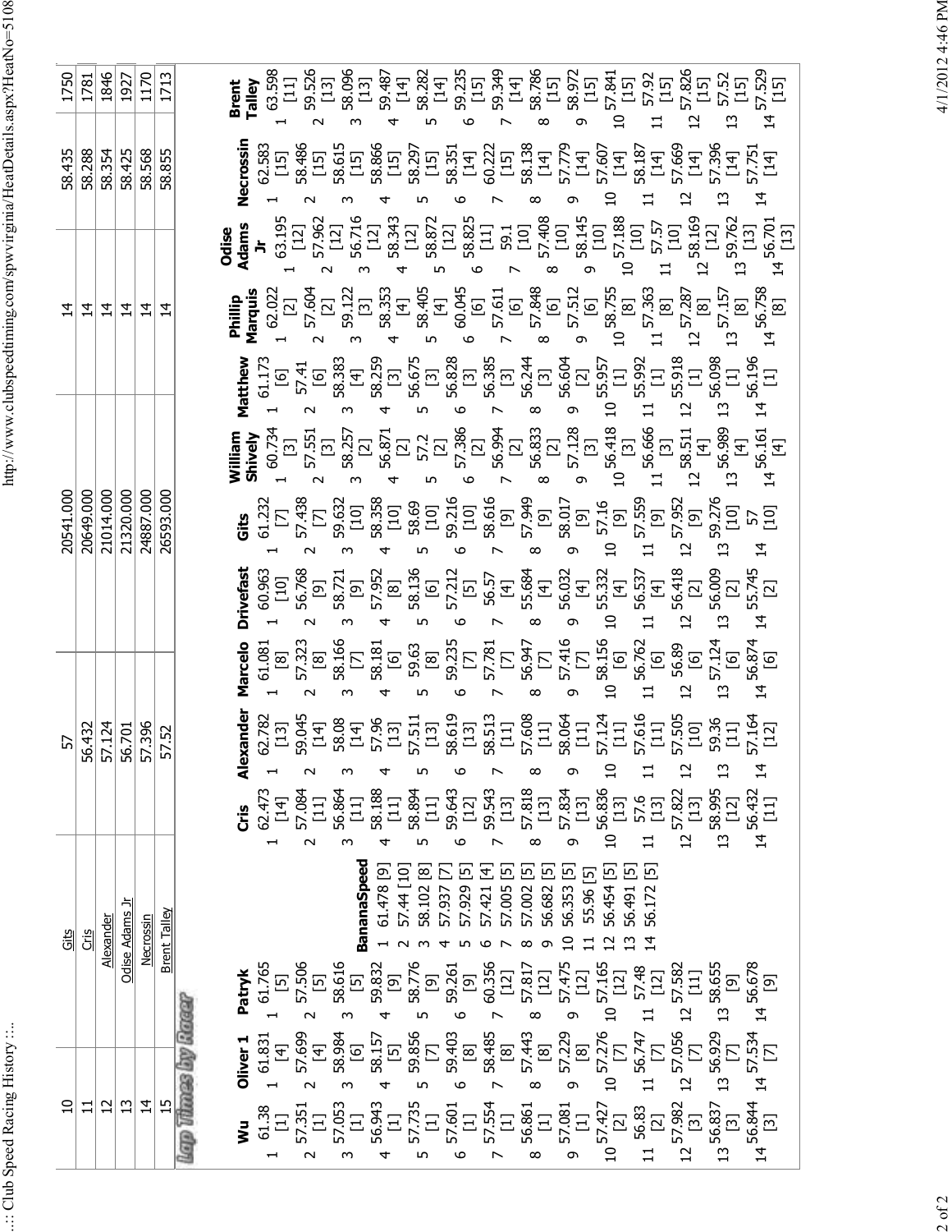| | | | | | | | |
|---|---|---|---|---|---|---|---|
| 10 | Gits | 57 | | 20541.000 | 14 | 58.435 | 1750 |
| 11 | Cris | 56.432 | | 20649.000 | 14 | 58.288 | 1781 |
| 12 | Alexander | 57.124 | | 21014.000 | 14 | 58.354 | 1846 |
| 13 | Odise Adams Jr | 56.701 | | 21320.000 | 14 | 58.425 | 1927 |
| 14 | Necrossin | 57.396 | | 24887.000 | 14 | 58.568 | 1170 |
| 15 | Brent Talley | 57.52 | | 26593.000 | 14 | 58.855 | 1713 |

## Lap Times by Racer

| Lap | Wu | Oliver 1 | Patryk | BananaSpeed | Cris | Alexander | Marcelo | Drivefast | Gits | William Shively | Matthew | Phillip Marquis | Odise Adams Jr | Necrossin | Brent Talley |
|---|---|---|---|---|---|---|---|---|---|---|---|---|---|---|---|
| 1 | 61.38 [1] | 61.831 [4] | 61.765 [5] | 61.478 [9] | 62.473 [14] | 62.782 [13] | 61.081 [8] | 60.963 [10] | 61.232 [7] | 60.734 [3] | 61.173 [6] | 62.022 [2] | 63.195 [12] | 62.583 [15] | 63.598 [11] |
| 2 | 57.351 [1] | 57.699 [4] | 57.506 [5] | 57.44 [10] | 57.084 [11] | 59.045 [14] | 57.323 [8] | 56.768 [9] | 57.438 [7] | 57.551 [3] | 57.41 [6] | 57.604 [2] | 57.962 [12] | 58.486 [15] | 59.526 [13] |
| 3 | 57.053 [1] | 58.984 [6] | 58.616 [5] | 58.102 [8] | 56.864 [11] | 58.08 [14] | 58.166 [7] | 58.721 [9] | 59.632 [10] | 58.257 [2] | 58.383 [4] | 59.122 [3] | 56.716 [12] | 58.615 [15] | 58.096 [13] |
| 4 | 56.943 [1] | 58.157 [5] | 59.832 [9] | 57.937 [7] | 58.188 [11] | 57.96 [13] | 58.181 [6] | 57.952 [8] | 58.358 [10] | 56.871 [2] | 58.259 [3] | 58.353 [4] | 58.343 [12] | 58.866 [15] | 59.487 [14] |
| 5 | 57.735 [1] | 59.856 [7] | 58.776 [9] | 57.929 [5] | 58.894 [11] | 57.511 [13] | 59.63 [8] | 58.136 [6] | 58.69 [10] | 57.2 [2] | 56.675 [3] | 58.405 [4] | 58.872 [12] | 58.297 [15] | 58.282 [14] |
| 6 | 57.601 [1] | 59.403 [8] | 59.261 [9] | 57.421 [4] | 59.643 [12] | 58.619 [13] | 59.235 [7] | 57.212 [5] | 59.216 [10] | 57.386 [2] | 56.828 [3] | 60.045 [6] | 58.825 [11] | 58.351 [14] | 59.235 [15] |
| 7 | 57.554 [1] | 58.485 [8] | 60.356 [12] | 57.005 [5] | 59.543 [13] | 58.513 [11] | 57.781 [7] | 56.57 [4] | 58.616 [9] | 56.994 [2] | 56.385 [3] | 57.611 [6] | 59.1 [10] | 60.222 [15] | 59.349 [14] |
| 8 | 56.861 [1] | 57.443 [8] | 57.817 [12] | 57.002 [5] | 57.818 [13] | 57.608 [11] | 56.947 [7] | 55.684 [4] | 57.949 [9] | 56.833 [2] | 56.244 [3] | 57.848 [6] | 57.408 [10] | 58.138 [14] | 58.786 [15] |
| 9 | 57.081 [1] | 57.229 [8] | 57.475 [12] | 56.682 [5] | 57.834 [13] | 58.064 [11] | 57.416 [7] | 56.032 [4] | 58.017 [9] | 57.128 [3] | 56.604 [2] | 57.512 [6] | 58.145 [10] | 57.779 [14] | 58.972 [15] |
| 10 | 57.427 [2] | 57.276 [7] | 57.165 [12] | 56.353 [5] | 56.836 [13] | 57.124 [11] | 58.156 [6] | 55.332 [4] | 57.16 [9] | 56.418 [3] | 55.957 [1] | 58.755 [8] | 57.188 [10] | 57.607 [14] | 57.841 [15] |
| 11 | 56.83 [2] | 56.747 [7] | 57.48 [12] | 55.96 [5] | 57.6 [13] | 57.616 [11] | 56.762 [6] | 56.537 [4] | 57.559 [9] | 56.666 [3] | 55.992 [1] | 57.363 [8] | 57.57 [10] | 58.187 [14] | 57.92 [15] |
| 12 | 57.982 [3] | 57.056 [7] | 57.582 [11] | 56.454 [5] | 57.822 [13] | 57.505 [10] | 56.89 [6] | 56.418 [2] | 57.952 [9] | 58.511 [4] | 55.918 [1] | 57.287 [8] | 58.169 [12] | 57.669 [14] | 57.826 [15] |
| 13 | 56.837 [3] | 56.929 [7] | 58.655 [9] | 56.491 [5] | 58.995 [12] | 59.36 [11] | 57.124 [6] | 56.009 [2] | 59.276 [10] | 56.989 [4] | 56.098 [1] | 57.157 [8] | 59.762 [13] | 57.396 [14] | 57.52 [15] |
| 14 | 56.844 [3] | 57.534 [7] | 56.678 [9] | 56.172 [5] | 56.432 [11] | 57.164 [12] | 56.874 [6] | 55.745 [2] | 57 [10] | 56.161 [4] | 56.196 [1] | 56.758 [8] | 56.701 [13] | 57.751 [14] | 57.529 [15] |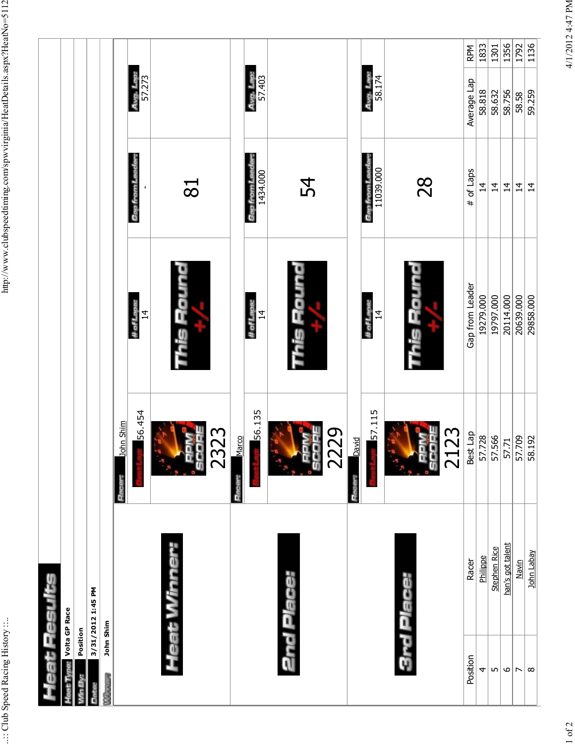# Heat Results

**Heat Type:** Volta GP Race

**Win By:** Position

**Date:** 3/31/2012 1:45 PM

**Winner:** John Shim

## Heat Winner:

| Racer: | # of Laps: | Gap from Leader: | Avg. Lap: |
|---|---|---|---|
| John Shim | 14 | - | 57.273 |

Best Lap: 56.454

RPM SCORE: 2323

This Round +/-: 81

## 2nd Place:

| Racer: | # of Laps: | Gap from Leader: | Avg. Lap: |
|---|---|---|---|
| Marco | 14 | 1434.000 | 57.403 |

Best Lap: 56.135

RPM SCORE: 2229

This Round +/-: 54

## 3rd Place:

| Racer: | # of Laps: | Gap from Leader: | Avg. Lap: |
|---|---|---|---|
| David | 14 | 11039.000 | 58.174 |

Best Lap: 57.115

RPM SCORE: 2123

This Round +/-: 28

| Position | Racer | Best Lap | Gap from Leader | # of Laps | Average Lap | RPM |
|---|---|---|---|---|---|---|
| 4 | Philippe | 57.728 | 19279.000 | 14 | 58.818 | 1833 |
| 5 | Stephen Rice | 57.566 | 19797.000 | 14 | 58.632 | 1301 |
| 6 | han's got talent | 57.71 | 20114.000 | 14 | 58.756 | 1356 |
| 7 | Navin | 57.709 | 20639.000 | 14 | 58.58 | 1792 |
| 8 | John Labay | 58.192 | 29858.000 | 14 | 59.259 | 1136 |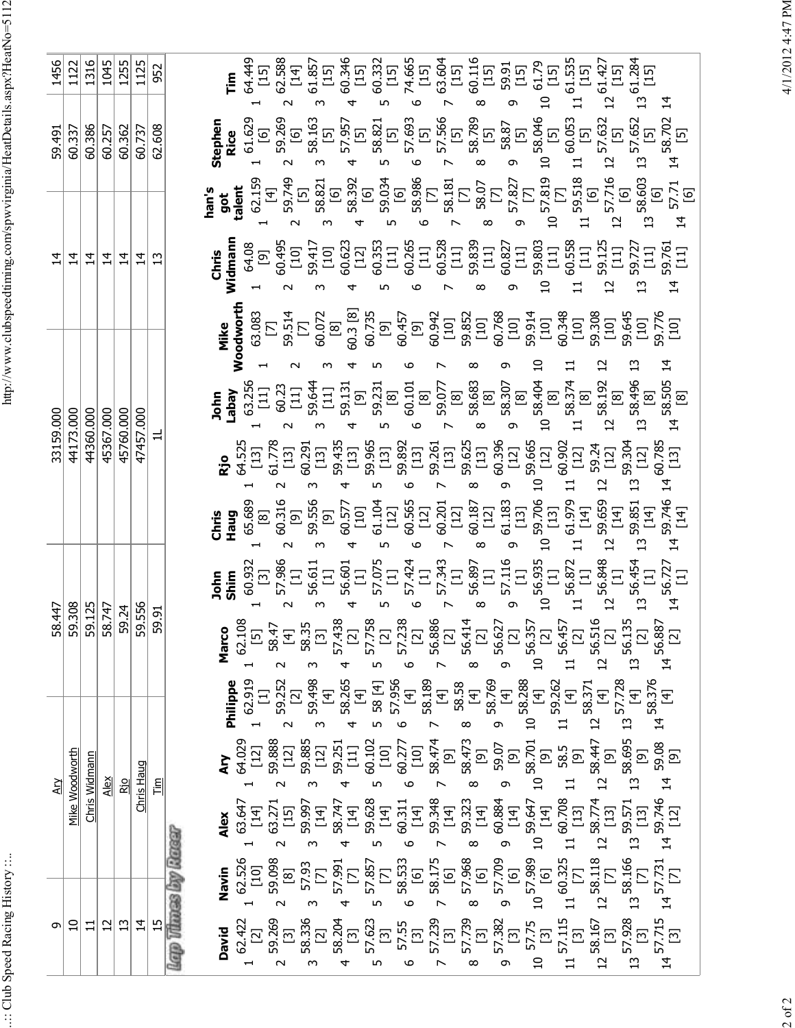| | | | | | | |
|---|---|---|---|---|---|---|
| 9 | Ary | 58.447 | 33159.000 | 14 | 59.491 | 1456 |
| 10 | Mike Woodworth | 59.308 | 44173.000 | 14 | 60.337 | 1122 |
| 11 | Chris Widmann | 59.125 | 44360.000 | 14 | 60.386 | 1316 |
| 12 | Alex | 58.747 | 45367.000 | 14 | 60.257 | 1045 |
| 13 | Rjo | 59.24 | 45760.000 | 14 | 60.362 | 1255 |
| 14 | Chris Haug | 59.556 | 47457.000 | 14 | 60.737 | 1125 |
| 15 | Tim | 59.91 | 1L | 13 | 62.608 | 952 |

## Lap Times by Racer

| Lap | David | Navin | Alex | Ary | Philippe | Marco | John Shim | Chris Haug | Rjo | John Labay | Mike Woodworth | Chris Widmann | han's got talent | Stephen Rice | Tim |
|---|---|---|---|---|---|---|---|---|---|---|---|---|---|---|---|
| 1 | 62.422 [2] | 62.526 [10] | 63.647 [14] | 64.029 [12] | 62.919 [1] | 62.108 [5] | 60.932 [3] | 65.689 [8] | 64.525 [13] | 63.256 [11] | 63.083 [7] | 64.08 [9] | 62.159 [4] | 61.629 [6] | 64.449 [15] |
| 2 | 59.269 [2] | 59.098 [8] | 63.271 [15] | 59.888 [12] | 59.252 [2] | 58.47 [4] | 57.986 [1] | 60.316 [9] | 61.778 [13] | 60.23 [11] | 59.514 [7] | 60.495 [10] | 59.749 [5] | 59.269 [6] | 62.588 [14] |
| 3 | 58.336 [2] | 57.93 [7] | 59.997 [14] | 59.885 [12] | 59.498 [4] | 58.35 [3] | 56.611 [1] | 59.556 [9] | 60.291 [13] | 59.644 [11] | 60.072 [8] | 59.417 [10] | 58.821 [6] | 58.163 [5] | 61.857 [15] |
| 4 | 58.204 [3] | 57.991 [7] | 58.747 [14] | 59.251 [11] | 58.265 [4] | 57.438 [2] | 56.601 [1] | 60.577 [10] | 59.435 [13] | 59.131 [9] | 60.3 [8] | 60.623 [12] | 58.392 [6] | 57.957 [5] | 60.346 [15] |
| 5 | 57.623 [3] | 57.857 [7] | 59.628 [14] | 60.102 [10] | 58 [4] | 57.758 [2] | 57.075 [1] | 61.104 [12] | 59.965 [13] | 59.231 [8] | 60.735 [9] | 60.353 [11] | 59.034 [6] | 58.821 [5] | 60.332 [15] |
| 6 | 57.55 [3] | 58.533 [6] | 60.311 [14] | 60.277 [10] | 57.956 [4] | 57.238 [2] | 57.424 [1] | 60.565 [12] | 59.892 [13] | 60.101 [8] | 60.457 [9] | 60.265 [11] | 58.986 [7] | 57.693 [5] | 74.665 [15] |
| 7 | 57.239 [3] | 58.175 [6] | 59.348 [14] | 58.474 [9] | 58.189 [4] | 56.886 [2] | 57.343 [1] | 60.201 [12] | 59.261 [13] | 59.077 [8] | 60.942 [10] | 60.528 [11] | 58.181 [7] | 57.566 [5] | 63.604 [15] |
| 8 | 57.739 [3] | 57.968 [6] | 59.323 [14] | 58.473 [9] | 58.58 [4] | 56.414 [2] | 56.897 [1] | 60.187 [12] | 59.625 [13] | 58.683 [8] | 59.852 [10] | 59.839 [11] | 58.07 [7] | 58.789 [5] | 60.116 [15] |
| 9 | 57.382 [3] | 57.709 [6] | 60.884 [14] | 59.07 [9] | 58.769 [4] | 56.627 [2] | 57.116 [1] | 61.183 [13] | 60.396 [12] | 58.307 [8] | 60.768 [10] | 60.827 [11] | 57.827 [7] | 58.87 [5] | 59.91 [15] |
| 10 | 57.75 [3] | 57.989 [6] | 59.647 [14] | 58.701 [9] | 58.288 [4] | 56.357 [2] | 56.935 [1] | 59.706 [13] | 59.665 [12] | 58.404 [8] | 59.914 [10] | 59.803 [11] | 57.819 [7] | 58.046 [5] | 61.79 [15] |
| 11 | 57.115 [3] | 60.325 [7] | 60.708 [13] | 58.5 [9] | 59.262 [4] | 56.457 [2] | 56.872 [1] | 61.979 [14] | 60.902 [12] | 58.374 [8] | 60.348 [10] | 60.558 [11] | 59.518 [6] | 60.053 [5] | 61.535 [15] |
| 12 | 58.167 [3] | 58.118 [7] | 58.774 [13] | 58.447 [9] | 58.371 [4] | 56.516 [2] | 56.848 [1] | 59.659 [14] | 59.24 [12] | 58.192 [8] | 59.308 [10] | 59.125 [11] | 57.716 [6] | 57.632 [5] | 61.427 [15] |
| 13 | 57.928 [3] | 58.166 [7] | 59.571 [13] | 58.695 [9] | 57.728 [4] | 56.135 [2] | 56.454 [1] | 59.851 [14] | 59.304 [12] | 58.496 [8] | 59.645 [10] | 59.727 [11] | 58.603 [6] | 57.652 [5] | 61.284 [15] |
| 14 | 57.715 [3] | 57.731 [7] | 59.746 [12] | 59.08 [9] | 58.376 [4] | 56.887 [2] | 56.727 [1] | 59.746 [14] | 60.785 [13] | 58.505 [8] | 59.776 [10] | 59.761 [11] | 57.71 [6] | 58.702 [5] | |